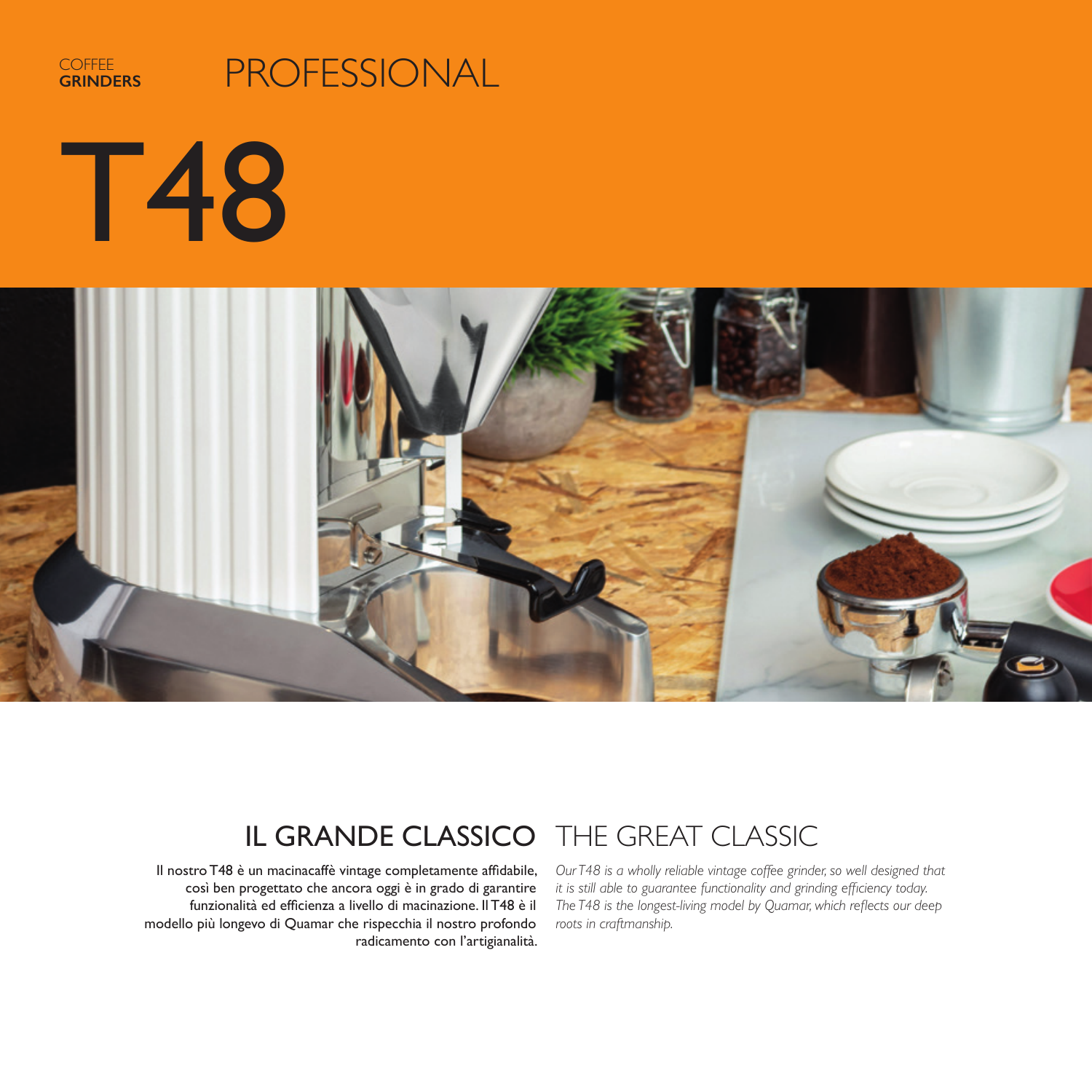COFFEE **GRINDERS**

# PROFESSIONAL

# T48

## IL GRANDE CLASSICO

Il nostro T48 è un macinacaffè vintage completamente affidabile, così ben progettato che ancora oggi è in grado di garantire funzionalità ed efficienza a livello di macinazione. Il T48 è il modello più longevo di Quamar che rispecchia il nostro profondo radicamento con l'artigianalità.

## THE GREAT CLASSIC

*Our T48 is a wholly reliable vintage coffee grinder, so well designed that it is still able to guarantee functionality and grinding efficiency today. The T48 is the longest-living model by Quamar, which reflects our deep roots in craftmanship.*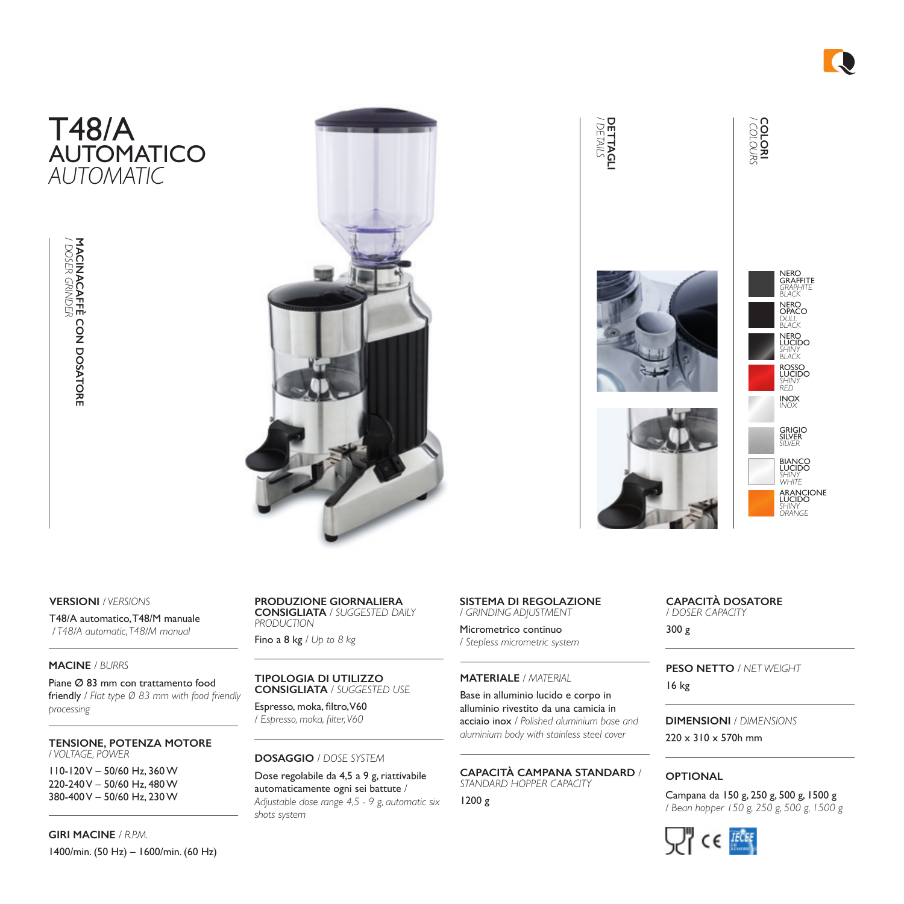# T48/A AUTOMATICO
*AUTOMATIC*

**MACINACAFFÈ CON DOSATORE** / *DOSER GRINDER*

**DETTAGLI** / *DETAILS*

**COLORI** / *COLOURS*

NERO GRAFFITE *GRAPHITE BLACK*
NERO OPACO *DULL BLACK*
NERO LUCIDO *SHINY BLACK*
ROSSO LUCIDO *SHINY RED*
INOX *INOX*
GRIGIO SILVER *SILVER*
BIANCO LUCIDO *SHINY WHITE*
ARANCIONE LUCIDO *SHINY ORANGE*

**VERSIONI** / *VERSIONS*

T48/A automatico, T48/M manuale
*/ T48/A automatic, T48/M manual*

**MACINE** / *BURRS*

Piane Ø 83 mm con trattamento food friendly / *Flat type Ø 83 mm with food friendly processing*

**TENSIONE, POTENZA MOTORE** / *VOLTAGE, POWER*

110-120 V – 50/60 Hz, 360 W
220-240 V – 50/60 Hz, 480 W
380-400 V – 50/60 Hz, 230 W

**GIRI MACINE** / *R.P.M.*

1400/min. (50 Hz) – 1600/min. (60 Hz)

**PRODUZIONE GIORNALIERA CONSIGLIATA** / *SUGGESTED DAILY PRODUCTION*

Fino a 8 kg / *Up to 8 kg*

**TIPOLOGIA DI UTILIZZO CONSIGLIATA** / *SUGGESTED USE*

Espresso, moka, filtro, V60
*/ Espresso, moka, filter, V60*

**DOSAGGIO** / *DOSE SYSTEM*

Dose regolabile da 4,5 a 9 g, riattivabile automaticamente ogni sei battute / *Adjustable dose range 4,5 - 9 g, automatic six shots system*

**SISTEMA DI REGOLAZIONE** / *GRINDING ADJUSTMENT*

Micrometrico continuo
*/ Stepless micrometric system*

**MATERIALE** / *MATERIAL*

Base in alluminio lucido e corpo in alluminio rivestito da una camicia in acciaio inox / *Polished aluminium base and aluminium body with stainless steel cover*

**CAPACITÀ CAMPANA STANDARD** / *STANDARD HOPPER CAPACITY*

1200 g

**CAPACITÀ DOSATORE** / *DOSER CAPACITY*

300 g

**PESO NETTO** / *NET WEIGHT*

16 kg

**DIMENSIONI** / *DIMENSIONS*

220 x 310 x 570h mm

**OPTIONAL**

Campana da 150 g, 250 g, 500 g, 1500 g
*/ Bean hopper 150 g, 250 g, 500 g, 1500 g*